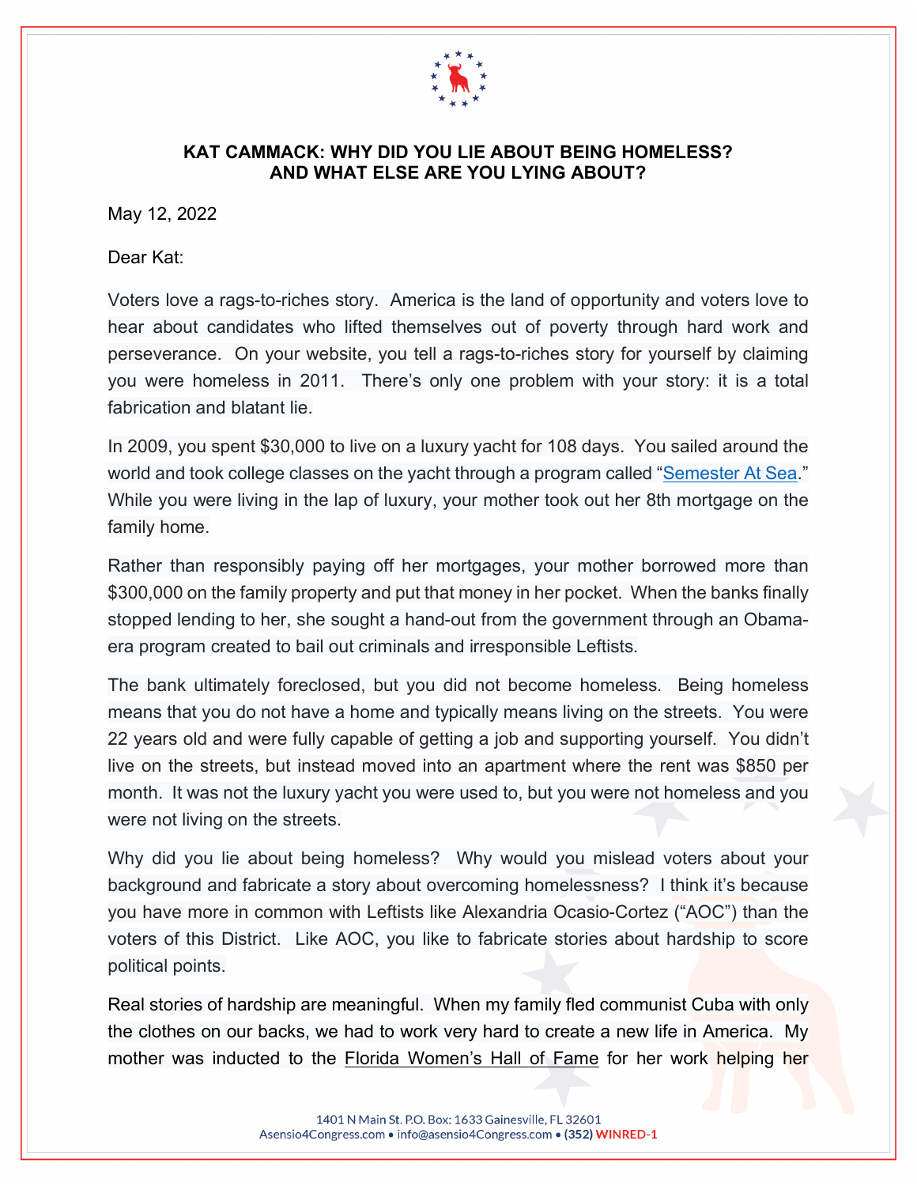# KAT CAMMACK: WHY DID YOU LIE ABOUT BEING HOMELESS? AND WHAT ELSE ARE YOU LYING ABOUT?

May 12, 2022

Dear Kat:

Voters love a rags-to-riches story. America is the land of opportunity and voters love to hear about candidates who lifted themselves out of poverty through hard work and perseverance. On your website, you tell a rags-to-riches story for yourself by claiming you were homeless in 2011. There's only one problem with your story: it is a total fabrication and blatant lie.

In 2009, you spent $30,000 to live on a luxury yacht for 108 days. You sailed around the world and took college classes on the yacht through a program called "Semester At Sea." While you were living in the lap of luxury, your mother took out her 8th mortgage on the family home.

Rather than responsibly paying off her mortgages, your mother borrowed more than $300,000 on the family property and put that money in her pocket. When the banks finally stopped lending to her, she sought a hand-out from the government through an Obama-era program created to bail out criminals and irresponsible Leftists.

The bank ultimately foreclosed, but you did not become homeless. Being homeless means that you do not have a home and typically means living on the streets. You were 22 years old and were fully capable of getting a job and supporting yourself. You didn't live on the streets, but instead moved into an apartment where the rent was $850 per month. It was not the luxury yacht you were used to, but you were not homeless and you were not living on the streets.

Why did you lie about being homeless? Why would you mislead voters about your background and fabricate a story about overcoming homelessness? I think it's because you have more in common with Leftists like Alexandria Ocasio-Cortez ("AOC") than the voters of this District. Like AOC, you like to fabricate stories about hardship to score political points.

Real stories of hardship are meaningful. When my family fled communist Cuba with only the clothes on our backs, we had to work very hard to create a new life in America. My mother was inducted to the Florida Women's Hall of Fame for her work helping her

1401 N Main St. P.O. Box: 1633 Gainesville, FL 32601
Asensio4Congress.com • info@asensio4Congress.com • (352) WINRED-1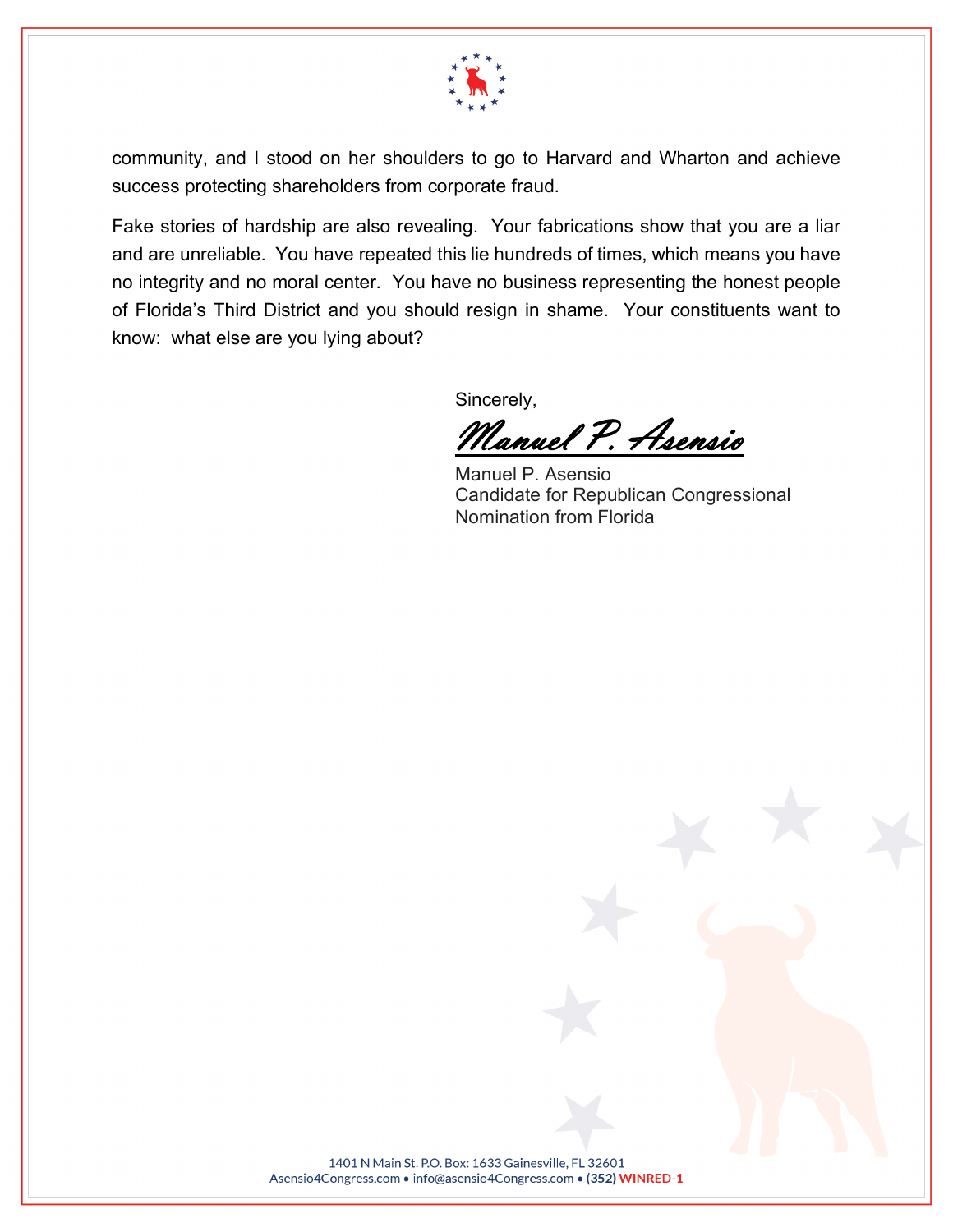community, and I stood on her shoulders to go to Harvard and Wharton and achieve success protecting shareholders from corporate fraud.

Fake stories of hardship are also revealing. Your fabrications show that you are a liar and are unreliable. You have repeated this lie hundreds of times, which means you have no integrity and no moral center. You have no business representing the honest people of Florida's Third District and you should resign in shame. Your constituents want to know: what else are you lying about?

Sincerely,

*Manuel P. Asensio*

Manuel P. Asensio
Candidate for Republican Congressional Nomination from Florida

1401 N Main St. P.O. Box: 1633 Gainesville, FL 32601
Asensio4Congress.com • info@asensio4Congress.com • (352) WINRED-1